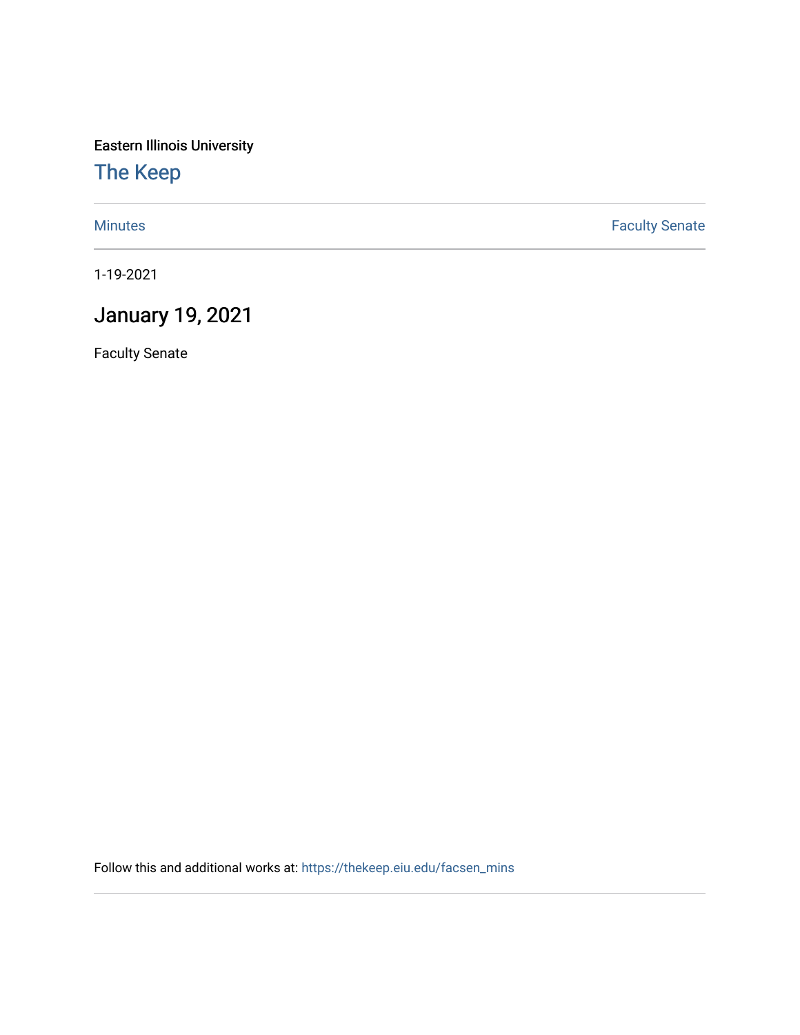Eastern Illinois University

# The Keep

Minutes | Faculty Senate

1-19-2021

## January 19, 2021

Faculty Senate

Follow this and additional works at: https://thekeep.eiu.edu/facsen_mins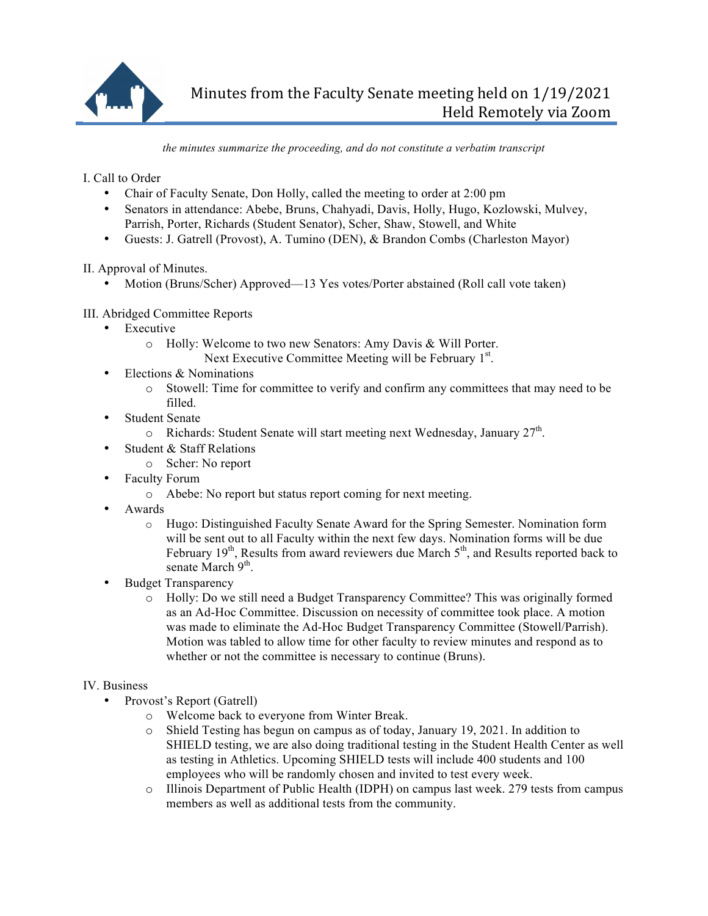# Minutes from the Faculty Senate meeting held on 1/19/2021
## Held Remotely via Zoom

*the minutes summarize the proceeding, and do not constitute a verbatim transcript*

I. Call to Order

- Chair of Faculty Senate, Don Holly, called the meeting to order at 2:00 pm
- Senators in attendance: Abebe, Bruns, Chahyadi, Davis, Holly, Hugo, Kozlowski, Mulvey, Parrish, Porter, Richards (Student Senator), Scher, Shaw, Stowell, and White
- Guests: J. Gatrell (Provost), A. Tumino (DEN), & Brandon Combs (Charleston Mayor)

II. Approval of Minutes.

- Motion (Bruns/Scher) Approved—13 Yes votes/Porter abstained (Roll call vote taken)

III. Abridged Committee Reports

- Executive
  - Holly: Welcome to two new Senators: Amy Davis & Will Porter.
    Next Executive Committee Meeting will be February 1st.
- Elections & Nominations
  - Stowell: Time for committee to verify and confirm any committees that may need to be filled.
- Student Senate
  - Richards: Student Senate will start meeting next Wednesday, January 27th.
- Student & Staff Relations
  - Scher: No report
- Faculty Forum
  - Abebe: No report but status report coming for next meeting.
- Awards
  - Hugo: Distinguished Faculty Senate Award for the Spring Semester. Nomination form will be sent out to all Faculty within the next few days. Nomination forms will be due February 19th, Results from award reviewers due March 5th, and Results reported back to senate March 9th.
- Budget Transparency
  - Holly: Do we still need a Budget Transparency Committee? This was originally formed as an Ad-Hoc Committee. Discussion on necessity of committee took place. A motion was made to eliminate the Ad-Hoc Budget Transparency Committee (Stowell/Parrish). Motion was tabled to allow time for other faculty to review minutes and respond as to whether or not the committee is necessary to continue (Bruns).

IV. Business

- Provost's Report (Gatrell)
  - Welcome back to everyone from Winter Break.
  - Shield Testing has begun on campus as of today, January 19, 2021. In addition to SHIELD testing, we are also doing traditional testing in the Student Health Center as well as testing in Athletics. Upcoming SHIELD tests will include 400 students and 100 employees who will be randomly chosen and invited to test every week.
  - Illinois Department of Public Health (IDPH) on campus last week. 279 tests from campus members as well as additional tests from the community.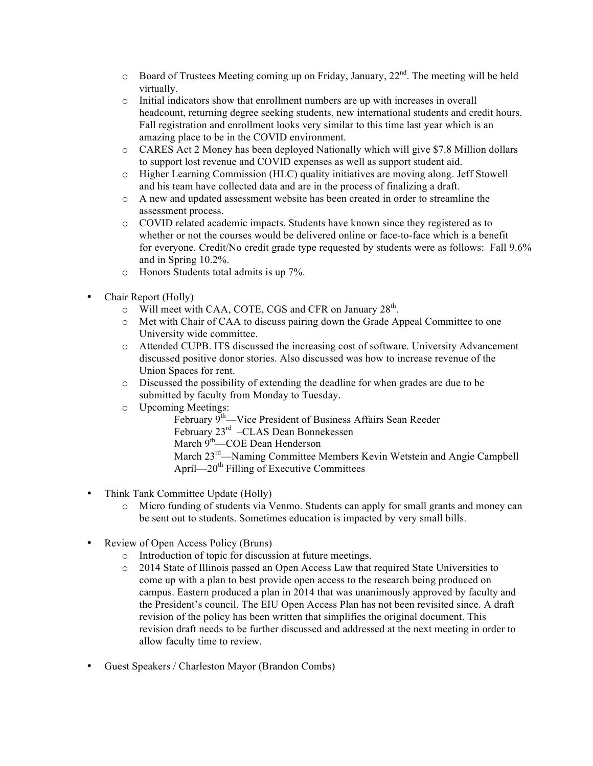- Board of Trustees Meeting coming up on Friday, January, 22nd. The meeting will be held virtually.
  - Initial indicators show that enrollment numbers are up with increases in overall headcount, returning degree seeking students, new international students and credit hours. Fall registration and enrollment looks very similar to this time last year which is an amazing place to be in the COVID environment.
  - CARES Act 2 Money has been deployed Nationally which will give $7.8 Million dollars to support lost revenue and COVID expenses as well as support student aid.
  - Higher Learning Commission (HLC) quality initiatives are moving along. Jeff Stowell and his team have collected data and are in the process of finalizing a draft.
  - A new and updated assessment website has been created in order to streamline the assessment process.
  - COVID related academic impacts. Students have known since they registered as to whether or not the courses would be delivered online or face-to-face which is a benefit for everyone. Credit/No credit grade type requested by students were as follows: Fall 9.6% and in Spring 10.2%.
  - Honors Students total admits is up 7%.

- Chair Report (Holly)
  - Will meet with CAA, COTE, CGS and CFR on January 28th.
  - Met with Chair of CAA to discuss pairing down the Grade Appeal Committee to one University wide committee.
  - Attended CUPB. ITS discussed the increasing cost of software. University Advancement discussed positive donor stories. Also discussed was how to increase revenue of the Union Spaces for rent.
  - Discussed the possibility of extending the deadline for when grades are due to be submitted by faculty from Monday to Tuesday.
  - Upcoming Meetings:
    - February 9th—Vice President of Business Affairs Sean Reeder
    - February 23rd –CLAS Dean Bonnekessen
    - March 9th—COE Dean Henderson
    - March 23rd—Naming Committee Members Kevin Wetstein and Angie Campbell
    - April—20th Filling of Executive Committees

- Think Tank Committee Update (Holly)
  - Micro funding of students via Venmo. Students can apply for small grants and money can be sent out to students. Sometimes education is impacted by very small bills.

- Review of Open Access Policy (Bruns)
  - Introduction of topic for discussion at future meetings.
  - 2014 State of Illinois passed an Open Access Law that required State Universities to come up with a plan to best provide open access to the research being produced on campus. Eastern produced a plan in 2014 that was unanimously approved by faculty and the President's council. The EIU Open Access Plan has not been revisited since. A draft revision of the policy has been written that simplifies the original document. This revision draft needs to be further discussed and addressed at the next meeting in order to allow faculty time to review.

- Guest Speakers / Charleston Mayor (Brandon Combs)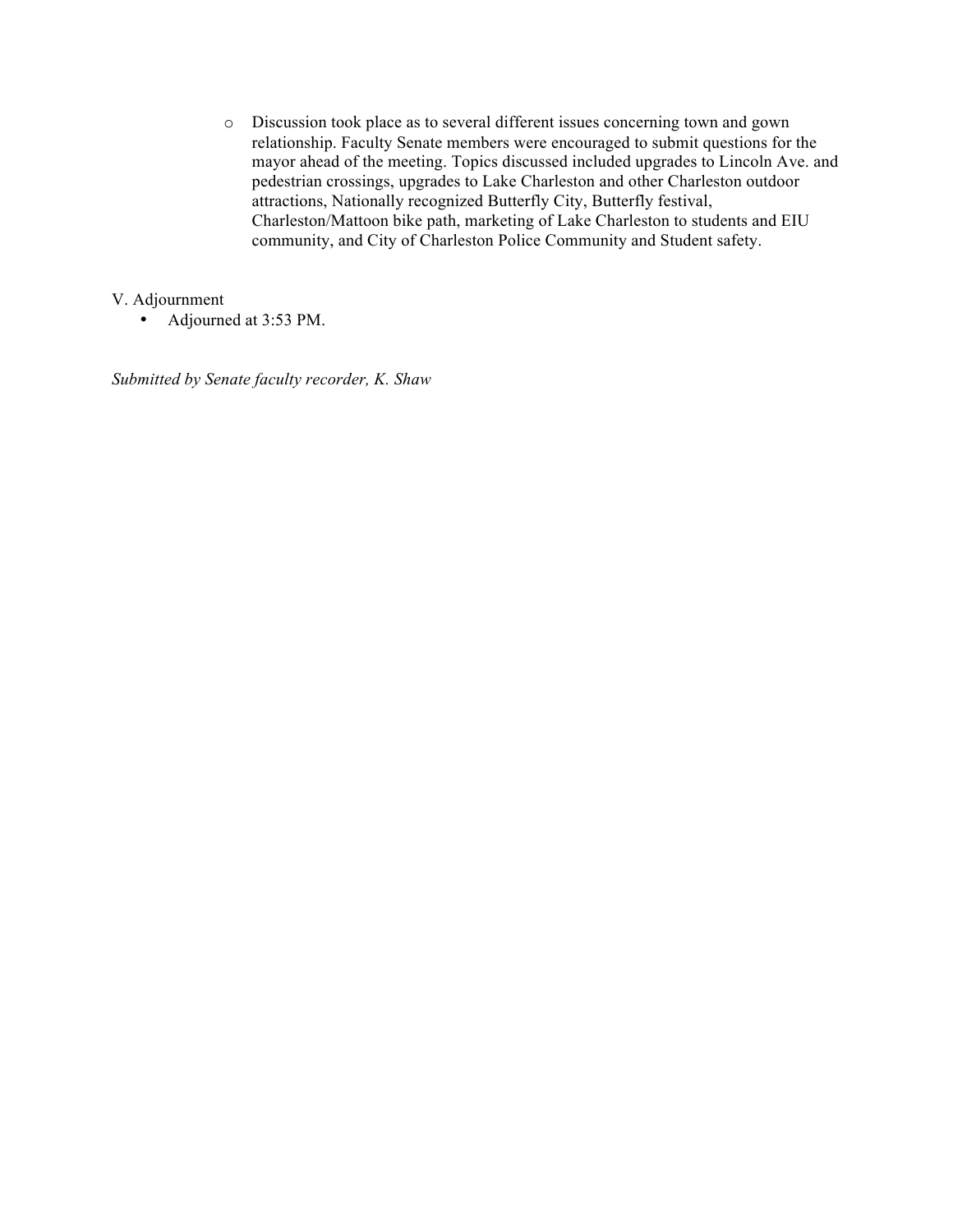- Discussion took place as to several different issues concerning town and gown relationship. Faculty Senate members were encouraged to submit questions for the mayor ahead of the meeting. Topics discussed included upgrades to Lincoln Ave. and pedestrian crossings, upgrades to Lake Charleston and other Charleston outdoor attractions, Nationally recognized Butterfly City, Butterfly festival, Charleston/Mattoon bike path, marketing of Lake Charleston to students and EIU community, and City of Charleston Police Community and Student safety.

V. Adjournment

- Adjourned at 3:53 PM.

*Submitted by Senate faculty recorder, K. Shaw*